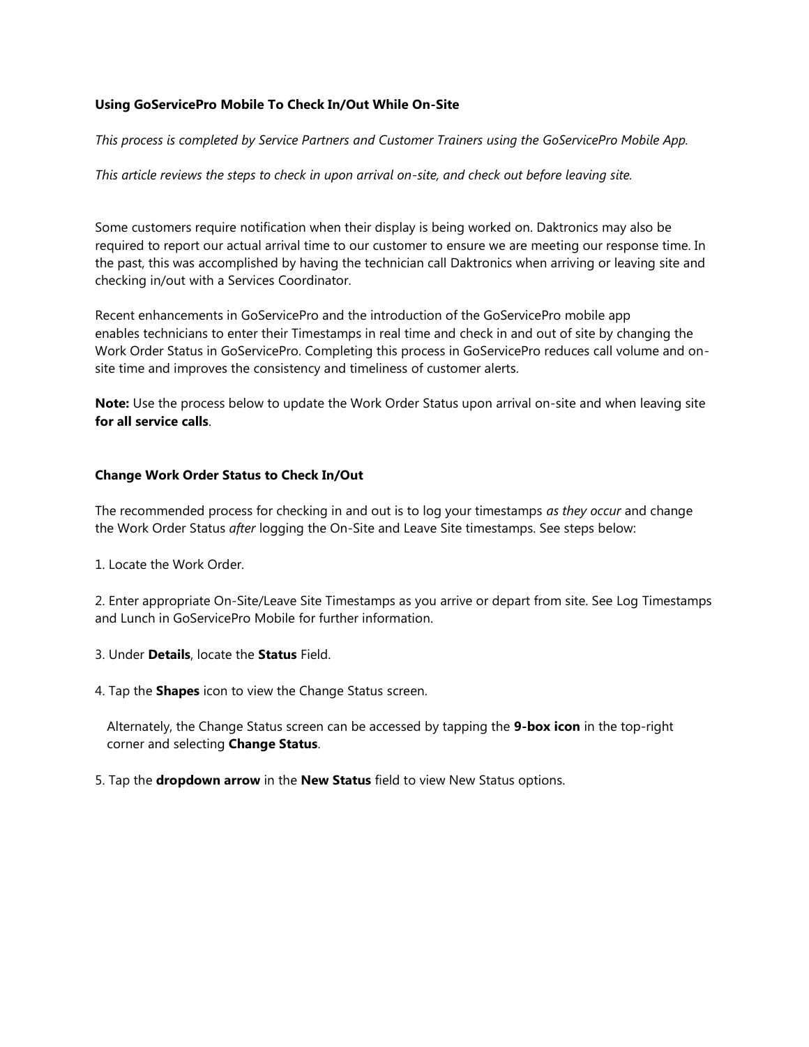**Using GoServicePro Mobile To Check In/Out While On-Site**

*This process is completed by Service Partners and Customer Trainers using the GoServicePro Mobile App.*

*This article reviews the steps to check in upon arrival on-site, and check out before leaving site.*

Some customers require notification when their display is being worked on. Daktronics may also be required to report our actual arrival time to our customer to ensure we are meeting our response time. In the past, this was accomplished by having the technician call Daktronics when arriving or leaving site and checking in/out with a Services Coordinator.

Recent enhancements in GoServicePro and the introduction of the GoServicePro mobile app enables technicians to enter their Timestamps in real time and check in and out of site by changing the Work Order Status in GoServicePro. Completing this process in GoServicePro reduces call volume and on-site time and improves the consistency and timeliness of customer alerts.

**Note:** Use the process below to update the Work Order Status upon arrival on-site and when leaving site **for all service calls**.

**Change Work Order Status to Check In/Out**

The recommended process for checking in and out is to log your timestamps *as they occur* and change the Work Order Status *after* logging the On-Site and Leave Site timestamps. See steps below:

1. Locate the Work Order.

2. Enter appropriate On-Site/Leave Site Timestamps as you arrive or depart from site. See Log Timestamps and Lunch in GoServicePro Mobile for further information.

3. Under **Details**, locate the **Status** Field.

4. Tap the **Shapes** icon to view the Change Status screen.

   Alternately, the Change Status screen can be accessed by tapping the **9-box icon** in the top-right corner and selecting **Change Status**.

5. Tap the **dropdown arrow** in the **New Status** field to view New Status options.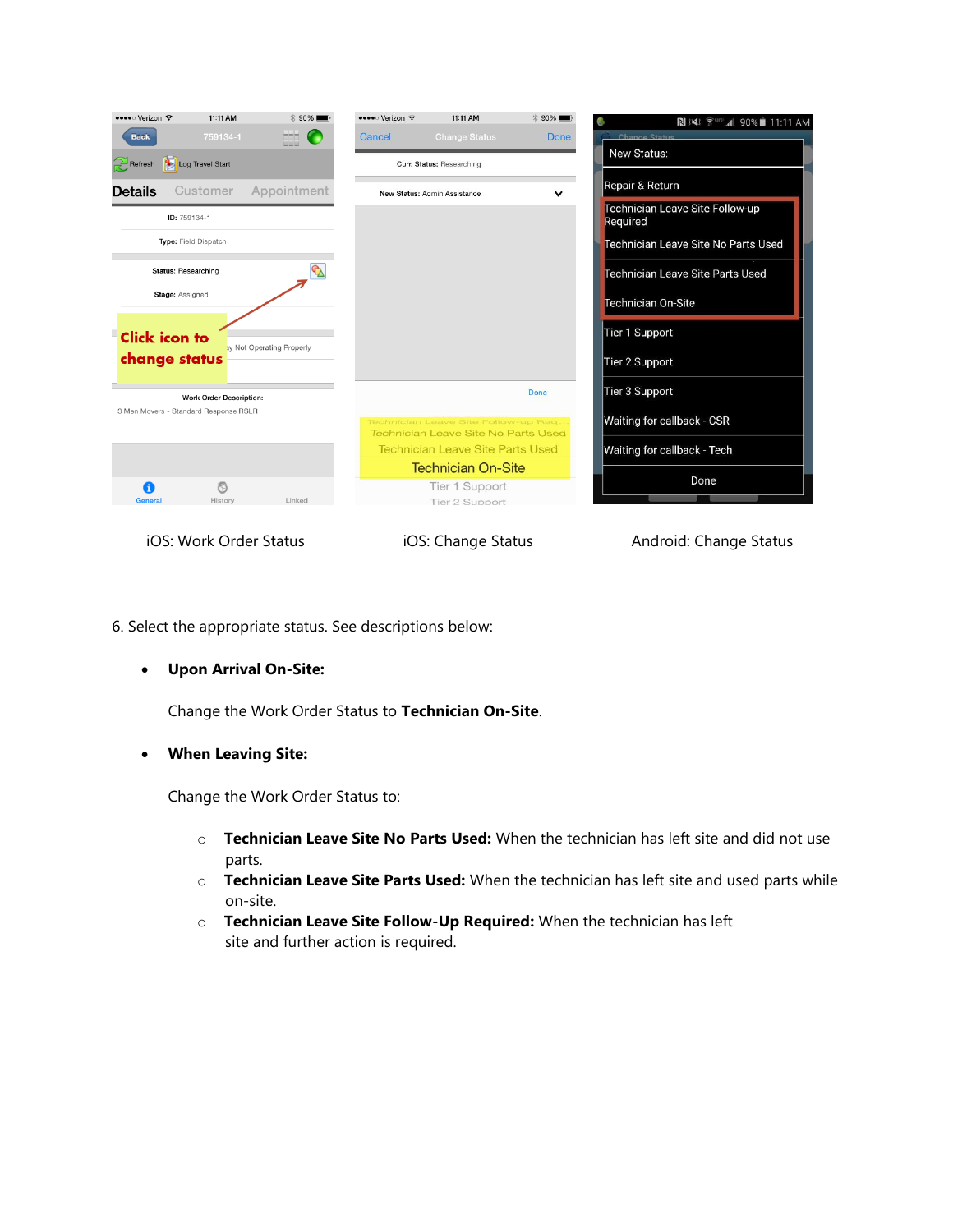iOS: Work Order Status

iOS: Change Status

Android: Change Status

6. Select the appropriate status. See descriptions below:

- **Upon Arrival On-Site:**

  Change the Work Order Status to **Technician On-Site**.

- **When Leaving Site:**

  Change the Work Order Status to:

  - **Technician Leave Site No Parts Used:** When the technician has left site and did not use parts.
  - **Technician Leave Site Parts Used:** When the technician has left site and used parts while on-site.
  - **Technician Leave Site Follow-Up Required:** When the technician has left site and further action is required.